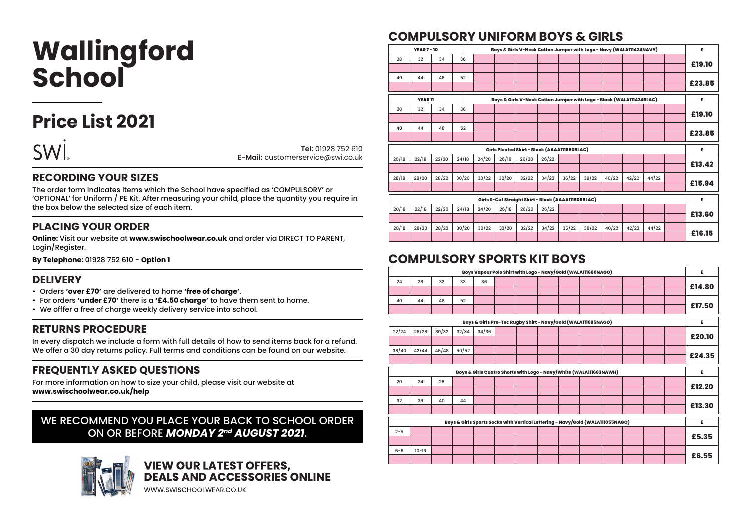#  Wallingford School

## Price List 2021

SWI

**Tel:** 01928 752 610
**E-Mail:** customerservice@swi.co.uk

### RECORDING YOUR SIZES

The order form indicates items which the School have specified as 'COMPULSORY' or 'OPTIONAL' for Uniform / PE Kit. After measuring your child, place the quantity you require in the box below the selected size of each item.

### PLACING YOUR ORDER

**Online:** Visit our website at **www.swischoolwear.co.uk** and order via DIRECT TO PARENT, Login/Register.

**By Telephone:** 01928 752 610 - **Option 1**

### DELIVERY

- Orders **'over £70'** are delivered to home **'free of charge'**.
- For orders **'under £70'** there is a **'£4.50 charge'** to have them sent to home.
- We offfer a free of charge weekly delivery service into school.

### RETURNS PROCEDURE

In every dispatch we include a form with full details of how to send items back for a refund. We offer a 30 day returns policy. Full terms and conditions can be found on our website.

### FREQUENTLY ASKED QUESTIONS

For more information on how to size your child, please visit our website at **www.swischoolwear.co.uk/help**

WE RECOMMEND YOU PLACE YOUR BACK TO SCHOOL ORDER ON OR BEFORE ***MONDAY 2nd AUGUST 2021***.

**VIEW OUR LATEST OFFERS, DEALS AND ACCESSORIES ONLINE**

WWW.SWISCHOOLWEAR.CO.UK

## COMPULSORY UNIFORM BOYS & GIRLS

**YEAR 7 - 10 — Boys & Girls V-Neck Cotton Jumper with Logo - Navy (WALA111424NAVY)**

| Size | | | | £ |
|---|---|---|---|---|
| 28 | 32 | 34 | 36 | £19.10 |
| 40 | 44 | 48 | 52 | £23.85 |

**YEAR 11 — Boys & Girls V-Neck Cotton Jumper with Logo - Black (WALA111424BLAC)**

| Size | | | | £ |
|---|---|---|---|---|
| 28 | 32 | 34 | 36 | £19.10 |
| 40 | 44 | 48 | 52 | £23.85 |

**Girls Pleated Skirt - Black (AAAA111850BLAC)**

| Size | | | | | | | | | | | | | £ |
|---|---|---|---|---|---|---|---|---|---|---|---|---|---|
| 20/18 | 22/18 | 22/20 | 24/18 | 24/20 | 26/18 | 26/20 | 26/22 | | | | | | £13.42 |
| 28/18 | 28/20 | 28/22 | 30/20 | 30/22 | 32/20 | 32/22 | 34/22 | 36/22 | 38/22 | 40/22 | 42/22 | 44/22 | £15.94 |

**Girls S-Cut Straight Skirt - Black (AAAA111508BLAC)**

| Size | | | | | | | | | | | | | £ |
|---|---|---|---|---|---|---|---|---|---|---|---|---|---|
| 20/18 | 22/18 | 22/20 | 24/18 | 24/20 | 26/18 | 26/20 | 26/22 | | | | | | £13.60 |
| 28/18 | 28/20 | 28/22 | 30/20 | 30/22 | 32/20 | 32/22 | 34/22 | 36/22 | 38/22 | 40/22 | 42/22 | 44/22 | £16.15 |

## COMPULSORY SPORTS KIT BOYS

**Boys Vapour Polo Shirt with Logo - Navy/Gold (WALA111680NAGO)**

| Size | | | | | £ |
|---|---|---|---|---|---|
| 24 | 28 | 32 | 33 | 36 | £14.80 |
| 40 | 44 | 48 | 52 | | £17.50 |

**Boys & Girls Pro-Tec Rugby Shirt - Navy/Gold (WALA111685NAGO)**

| Size | | | | | £ |
|---|---|---|---|---|---|
| 22/24 | 26/28 | 30/32 | 32/34 | 34/36 | £20.10 |
| 38/40 | 42/44 | 46/48 | 50/52 | | £24.35 |

**Boys & Girls Cuatro Shorts with Logo - Navy/White (WALA111683NAWH)**

| Size | | | | £ |
|---|---|---|---|---|
| 20 | 24 | 28 | | £12.20 |
| 32 | 36 | 40 | 44 | £13.30 |

**Boys & Girls Sports Socks with Vertical Lettering - Navy/Gold (WALA111055NAGO)**

| Size | | £ |
|---|---|---|
| 2-5 | | £5.35 |
| 6-9 | 10-13 | £6.55 |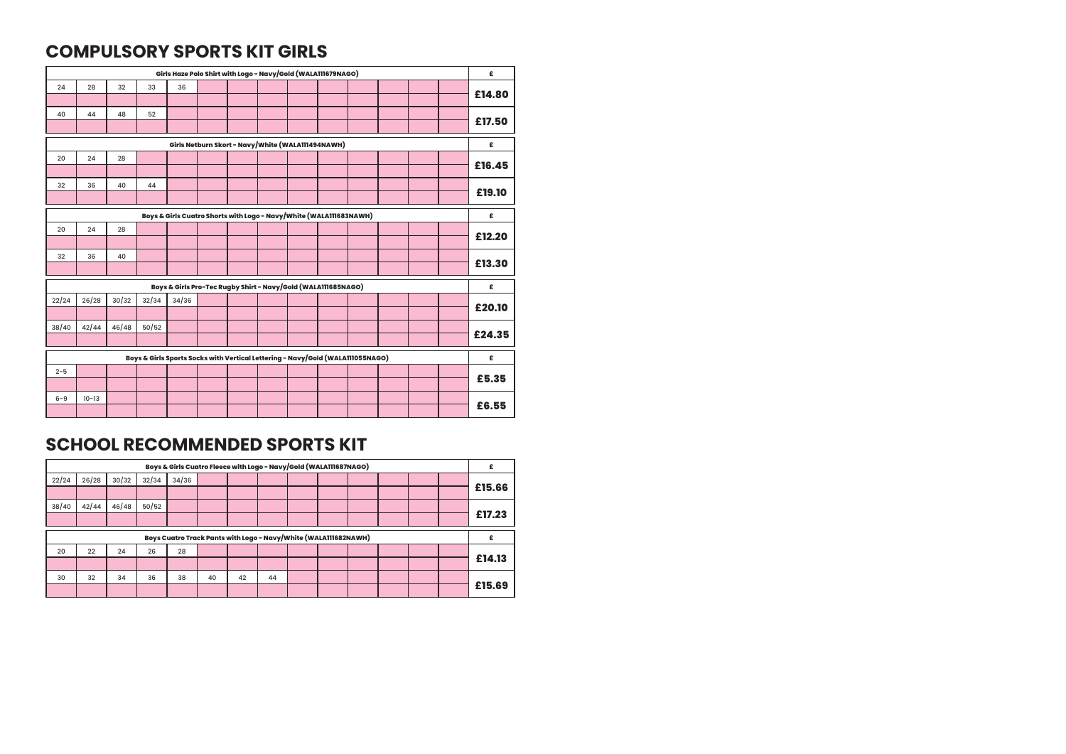## COMPULSORY SPORTS KIT GIRLS

| Girls Haze Polo Shirt with Logo - Navy/Gold (WALA111679NAGO) | | | | | | | | | | | | | | £ |
|---|---|---|---|---|---|---|---|---|---|---|---|---|---|---|
| 24 | 28 | 32 | 33 | 36 | | | | | | | | | | £14.80 |
| | | | | | | | | | | | | | | |
| 40 | 44 | 48 | 52 | | | | | | | | | | | £17.50 |
| | | | | | | | | | | | | | | |

| Girls Netburn Skort - Navy/White (WALA111494NAWH) | | | | | | | | | | | | | | £ |
|---|---|---|---|---|---|---|---|---|---|---|---|---|---|---|
| 20 | 24 | 28 | | | | | | | | | | | | £16.45 |
| | | | | | | | | | | | | | | |
| 32 | 36 | 40 | 44 | | | | | | | | | | | £19.10 |
| | | | | | | | | | | | | | | |

| Boys & Girls Cuatro Shorts with Logo - Navy/White (WALA111683NAWH) | | | | | | | | | | | | | | £ |
|---|---|---|---|---|---|---|---|---|---|---|---|---|---|---|
| 20 | 24 | 28 | | | | | | | | | | | | £12.20 |
| | | | | | | | | | | | | | | |
| 32 | 36 | 40 | | | | | | | | | | | | £13.30 |
| | | | | | | | | | | | | | | |

| Boys & Girls Pro-Tec Rugby Shirt - Navy/Gold (WALA111685NAGO) | | | | | | | | | | | | | | £ |
|---|---|---|---|---|---|---|---|---|---|---|---|---|---|---|
| 22/24 | 26/28 | 30/32 | 32/34 | 34/36 | | | | | | | | | | £20.10 |
| | | | | | | | | | | | | | | |
| 38/40 | 42/44 | 46/48 | 50/52 | | | | | | | | | | | £24.35 |
| | | | | | | | | | | | | | | |

| Boys & Girls Sports Socks with Vertical Lettering - Navy/Gold (WALA111055NAGO) | | | | | | | | | | | | | | £ |
|---|---|---|---|---|---|---|---|---|---|---|---|---|---|---|
| 2-5 | | | | | | | | | | | | | | £5.35 |
| | | | | | | | | | | | | | | |
| 6-9 | 10-13 | | | | | | | | | | | | | £6.55 |
| | | | | | | | | | | | | | | |

## SCHOOL RECOMMENDED SPORTS KIT

| Boys & Girls Cuatro Fleece with Logo - Navy/Gold (WALA111687NAGO) | | | | | | | | | | | | | | £ |
|---|---|---|---|---|---|---|---|---|---|---|---|---|---|---|
| 22/24 | 26/28 | 30/32 | 32/34 | 34/36 | | | | | | | | | | £15.66 |
| | | | | | | | | | | | | | | |
| 38/40 | 42/44 | 46/48 | 50/52 | | | | | | | | | | | £17.23 |
| | | | | | | | | | | | | | | |

| Boys Cuatro Track Pants with Logo - Navy/White (WALA111682NAWH) | | | | | | | | | | | | | | £ |
|---|---|---|---|---|---|---|---|---|---|---|---|---|---|---|
| 20 | 22 | 24 | 26 | 28 | | | | | | | | | | £14.13 |
| | | | | | | | | | | | | | | |
| 30 | 32 | 34 | 36 | 38 | 40 | 42 | 44 | | | | | | | £15.69 |
| | | | | | | | | | | | | | | |